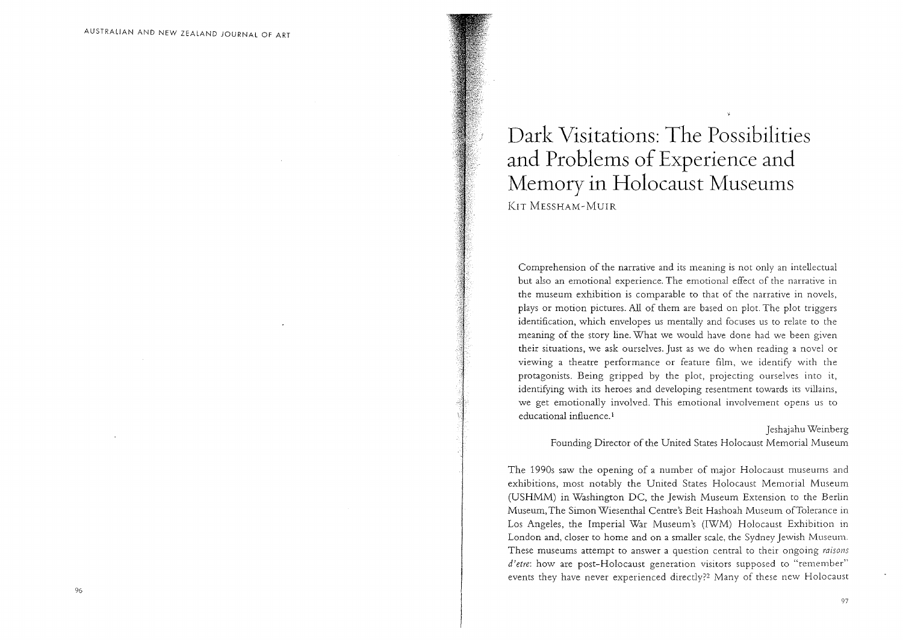# Dark Visitations: The Possibilities and Problems of Experience and Memory in Holocaust Museums

KIT MESSHAM-MUIR

> Comprehension of the narrative and its meaning is not only an intellectual but also an emotional experience. The emotional effect of the narrative in the museum exhibition is comparable to that of the narrative in novels, plays or motion pictures. All of them are based on plot. The plot triggers identification, which envelopes us mentally and focuses us to relate to the meaning of the story line. What we would have done had we been given their situations, we ask ourselves. Just as we do when reading a novel or viewing a theatre performance or feature film, we identify with the protagonists. Being gripped by the plot, projecting ourselves into it, identifying with its heroes and developing resentment towards its villains, we get emotionally involved. This emotional involvement opens us to educational influence.[1]
>
> Jeshajahu Weinberg
> Founding Director of the United States Holocaust Memorial Museum

The 1990s saw the opening of a number of major Holocaust museums and exhibitions, most notably the United States Holocaust Memorial Museum (USHMM) in Washington DC, the Jewish Museum Extension to the Berlin Museum, The Simon Wiesenthal Centre's Beit Hashoah Museum of Tolerance in Los Angeles, the Imperial War Museum's (IWM) Holocaust Exhibition in London and, closer to home and on a smaller scale, the Sydney Jewish Museum. These museums attempt to answer a question central to their ongoing *raisons d'etre*: how are post-Holocaust generation visitors supposed to "remember" events they have never experienced directly?[2] Many of these new Holocaust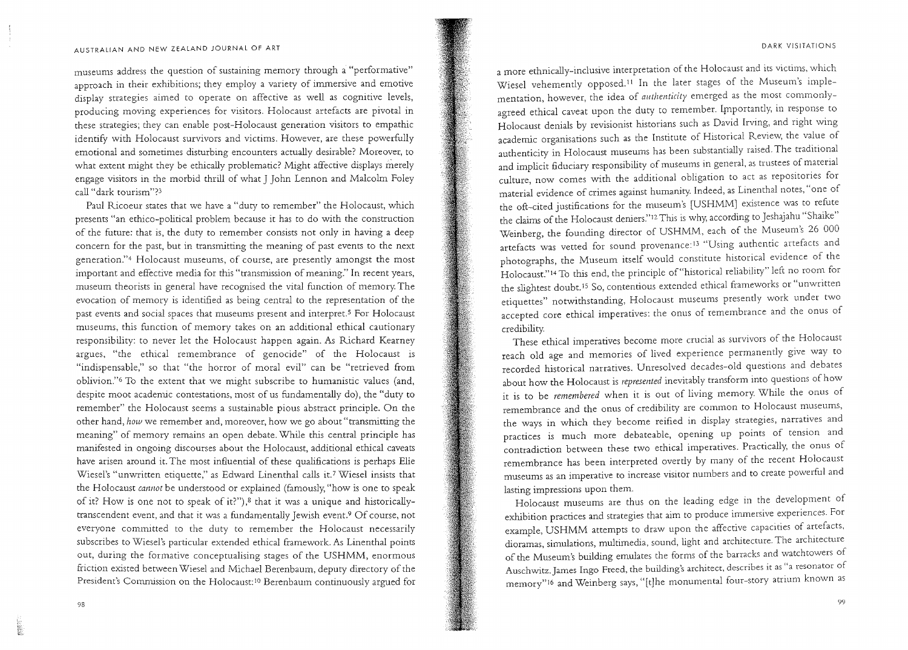museums address the question of sustaining memory through a "performative" approach in their exhibitions; they employ a variety of immersive and emotive display strategies aimed to operate on affective as well as cognitive levels, producing moving experiences for visitors. Holocaust artefacts are pivotal in these strategies; they can enable post-Holocaust generation visitors to empathic identify with Holocaust survivors and victims. However, are these powerfully emotional and sometimes disturbing encounters actually desirable? Moreover, to what extent might they be ethically problematic? Might affective displays merely engage visitors in the morbid thrill of what J John Lennon and Malcolm Foley call "dark tourism"?[3]

Paul Ricoeur states that we have a "duty to remember" the Holocaust, which presents "an ethico-political problem because it has to do with the construction of the future: that is, the duty to remember consists not only in having a deep concern for the past, but in transmitting the meaning of past events to the next generation."[4] Holocaust museums, of course, are presently amongst the most important and effective media for this "transmission of meaning." In recent years, museum theorists in general have recognised the vital function of memory. The evocation of memory is identified as being central to the representation of the past events and social spaces that museums present and interpret.[5] For Holocaust museums, this function of memory takes on an additional ethical cautionary responsibility: to never let the Holocaust happen again. As Richard Kearney argues, "the ethical remembrance of genocide" of the Holocaust is "indispensable," so that "the horror of moral evil" can be "retrieved from oblivion."[6] To the extent that we might subscribe to humanistic values (and, despite moot academic contestations, most of us fundamentally do), the "duty to remember" the Holocaust seems a sustainable pious abstract principle. On the other hand, *how* we remember and, moreover, how we go about "transmitting the meaning" of memory remains an open debate. While this central principle has manifested in ongoing discourses about the Holocaust, additional ethical caveats have arisen around it. The most influential of these qualifications is perhaps Elie Wiesel's "unwritten etiquette," as Edward Linenthal calls it.[7] Wiesel insists that the Holocaust *cannot* be understood or explained (famously, "how is one to speak of it? How is one not to speak of it?"),[8] that it was a unique and historically-transcendent event, and that it was a fundamentally Jewish event.[9] Of course, not everyone committed to the duty to remember the Holocaust necessarily subscribes to Wiesel's particular extended ethical framework. As Linenthal points out, during the formative conceptualising stages of the USHMM, enormous friction existed between Wiesel and Michael Berenbaum, deputy directory of the President's Commission on the Holocaust:[10] Berenbaum continuously argued for a more ethnically-inclusive interpretation of the Holocaust and its victims, which Wiesel vehemently opposed.[11] In the later stages of the Museum's implementation, however, the idea of *authenticity* emerged as the most commonly-agreed ethical caveat upon the duty to remember. Importantly, in response to Holocaust denials by revisionist historians such as David Irving, and right wing academic organisations such as the Institute of Historical Review, the value of authenticity in Holocaust museums has been substantially raised. The traditional and implicit fiduciary responsibility of museums in general, as trustees of material culture, now comes with the additional obligation to act as repositories for material evidence of crimes against humanity. Indeed, as Linenthal notes, "one of the oft-cited justifications for the museum's [USHMM] existence was to refute the claims of the Holocaust deniers."[12] This is why, according to Jeshajahu "Shaike" Weinberg, the founding director of USHMM, each of the Museum's 26 000 artefacts was vetted for sound provenance:[13] "Using authentic artefacts and photographs, the Museum itself would constitute historical evidence of the Holocaust."[14] To this end, the principle of "historical reliability" left no room for the slightest doubt.[15] So, contentious extended ethical frameworks or "unwritten etiquettes" notwithstanding, Holocaust museums presently work under two accepted core ethical imperatives: the onus of remembrance and the onus of credibility.

These ethical imperatives become more crucial as survivors of the Holocaust reach old age and memories of lived experience permanently give way to recorded historical narratives. Unresolved decades-old questions and debates about how the Holocaust is *represented* inevitably transform into questions of how it is to be *remembered* when it is out of living memory. While the onus of remembrance and the onus of credibility are common to Holocaust museums, the ways in which they become reified in display strategies, narratives and practices is much more debateable, opening up points of tension and contradiction between these two ethical imperatives. Practically, the onus of remembrance has been interpreted overtly by many of the recent Holocaust museums as an imperative to increase visitor numbers and to create powerful and lasting impressions upon them.

Holocaust museums are thus on the leading edge in the development of exhibition practices and strategies that aim to produce immersive experiences. For example, USHMM attempts to draw upon the affective capacities of artefacts, dioramas, simulations, multimedia, sound, light and architecture. The architecture of the Museum's building emulates the forms of the barracks and watchtowers of Auschwitz. James Ingo Freed, the building's architect, describes it as "a resonator of memory"[16] and Weinberg says, "[t]he monumental four-story atrium known as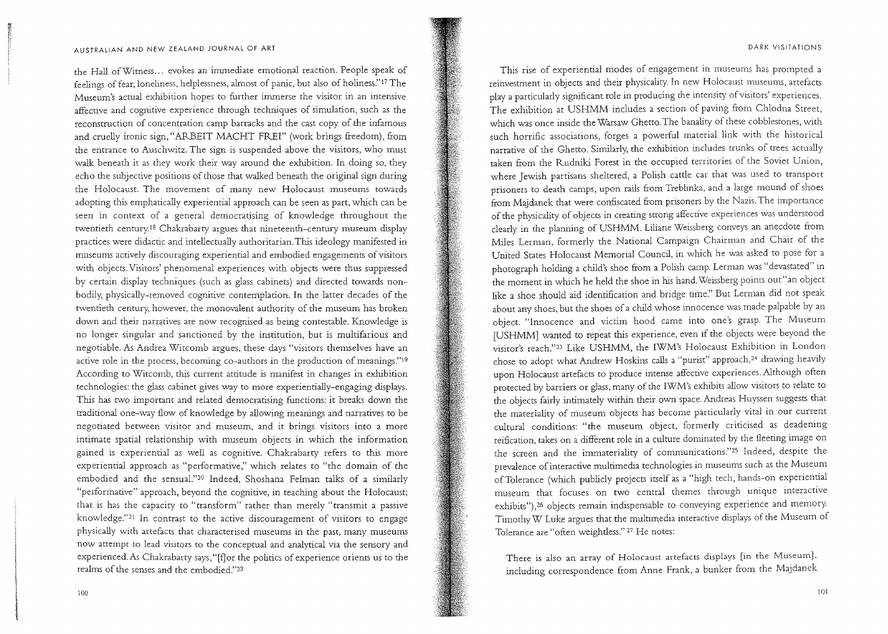the Hall of Witness... evokes an immediate emotional reaction. People speak of feelings of fear, loneliness, helplessness, almost of panic, but also of holiness."[17] The Museum's actual exhibition hopes to further immerse the visitor in an intensive affective and cognitive experience through techniques of simulation, such as the reconstruction of concentration camp barracks and the cast copy of the infamous and cruelly ironic sign, "ARBEIT MACHT FREI" (work brings freedom), from the entrance to Auschwitz. The sign is suspended above the visitors, who must walk beneath it as they work their way around the exhibition. In doing so, they echo the subjective positions of those that walked beneath the original sign during the Holocaust. The movement of many new Holocaust museums towards adopting this emphatically experiential approach can be seen as part, which can be seen in context of a general democratising of knowledge throughout the twentieth century.[18] Chakrabarty argues that nineteenth-century museum display practices were didactic and intellectually authoritarian. This ideology manifested in museums actively discouraging experiential and embodied engagements of visitors with objects. Visitors' phenomenal experiences with objects were thus suppressed by certain display techniques (such as glass cabinets) and directed towards non-bodily, physically-removed cognitive contemplation. In the latter decades of the twentieth century, however, the monovalent authority of the museum has broken down and their narratives are now recognised as being contestable. Knowledge is no longer singular and sanctioned by the institution, but is multifarious and negotiable. As Andrea Witcomb argues, these days "visitors themselves have an active role in the process, becoming co-authors in the production of meanings."[19] According to Witcomb, this current attitude is manifest in changes in exhibition technologies: the glass cabinet gives way to more experientially-engaging displays. This has two important and related democratising functions: it breaks down the traditional one-way flow of knowledge by allowing meanings and narratives to be negotiated between visitor and museum, and it brings visitors into a more intimate spatial relationship with museum objects in which the information gained is experiential as well as cognitive. Chakrabarty refers to this more experiential approach as "performative," which relates to "the domain of the embodied and the sensual."[20] Indeed, Shoshana Felman talks of a similarly "performative" approach, beyond the cognitive, in teaching about the Holocaust; that is has the capacity to "transform" rather than merely "transmit a passive knowledge."[21] In contrast to the active discouragement of visitors to engage physically with artefacts that characterised museums in the past, many museums now attempt to lead visitors to the conceptual and analytical via the sensory and experienced. As Chakrabarty says, "[f]or the politics of experience orients us to the realms of the senses and the embodied."[22]

This rise of experiential modes of engagement in museums has prompted a reinvestment in objects and their physicality. In new Holocaust museums, artefacts play a particularly significant role in producing the intensity of visitors' experiences. The exhibition at USHMM includes a section of paving from Chlodna Street, which was once inside the Warsaw Ghetto. The banality of these cobblestones, with such horrific associations, forges a powerful material link with the historical narrative of the Ghetto. Similarly, the exhibition includes trunks of trees actually taken from the Rudniki Forest in the occupied territories of the Soviet Union, where Jewish partisans sheltered, a Polish cattle car that was used to transport prisoners to death camps, upon rails from Treblinka, and a large mound of shoes from Majdanek that were confiscated from prisoners by the Nazis. The importance of the physicality of objects in creating strong affective experiences was understood clearly in the planning of USHMM. Liliane Weissberg conveys an anecdote from Miles Lerman, formerly the National Campaign Chairman and Chair of the United States Holocaust Memorial Council, in which he was asked to pose for a photograph holding a child's shoe from a Polish camp. Lerman was "devastated" in the moment in which he held the shoe in his hand. Weissberg points out "an object like a shoe should aid identification and bridge time." But Lerman did not speak about any shoes, but the shoes of a child whose innocence was made palpable by an object. "Innocence and victim hood came into one's grasp. The Museum [USHMM] wanted to repeat this experience, even if the objects were beyond the visitor's reach."[23] Like USHMM, the IWM's Holocaust Exhibition in London chose to adopt what Andrew Hoskins calls a "purist" approach,[24] drawing heavily upon Holocaust artefacts to produce intense affective experiences. Although often protected by barriers or glass, many of the IWM's exhibits allow visitors to relate to the objects fairly intimately within their own space. Andreas Huyssen suggests that the materiality of museum objects has become particularly vital in our current cultural conditions: "the museum object, formerly criticised as deadening reification, takes on a different role in a culture dominated by the fleeting image on the screen and the immateriality of communications."[25] Indeed, despite the prevalence of interactive multimedia technologies in museums such as the Museum of Tolerance (which publicly projects itself as a "high tech, hands-on experiential museum that focuses on two central themes through unique interactive exhibits"),[26] objects remain indispensable to conveying experience and memory. Timothy W Luke argues that the multimedia interactive displays of the Museum of Tolerance are "often weightless."[27] He notes:

> There is also an array of Holocaust artefacts displays [in the Museum], including correspondence from Anne Frank, a bunker from the Majdanek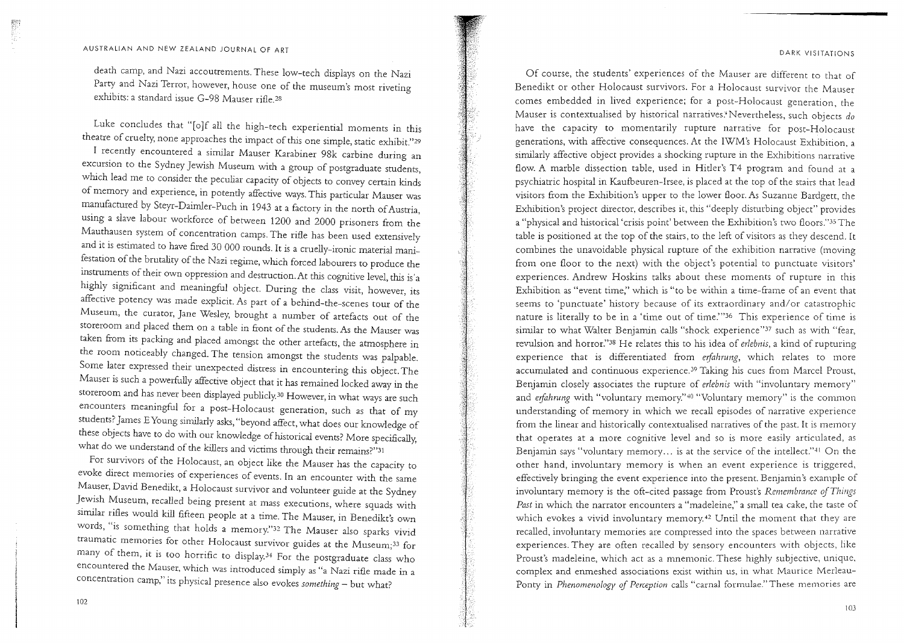death camp, and Nazi accoutrements. These low-tech displays on the Nazi Party and Nazi Terror, however, house one of the museum's most riveting exhibits: a standard issue G-98 Mauser rifle.[28]

Luke concludes that "[o]f all the high-tech experiential moments in this theatre of cruelty, none approaches the impact of this one simple, static exhibit."[29]

I recently encountered a similar Mauser Karabiner 98k carbine during an excursion to the Sydney Jewish Museum with a group of postgraduate students, which lead me to consider the peculiar capacity of objects to convey certain kinds of memory and experience, in potently affective ways. This particular Mauser was manufactured by Steyr-Daimler-Puch in 1943 at a factory in the north of Austria, using a slave labour workforce of between 1200 and 2000 prisoners from the Mauthausen system of concentration camps. The rifle has been used extensively and it is estimated to have fired 30 000 rounds. It is a cruelly-ironic material manifestation of the brutality of the Nazi regime, which forced labourers to produce the instruments of their own oppression and destruction. At this cognitive level, this is a highly significant and meaningful object. During the class visit, however, its affective potency was made explicit. As part of a behind-the-scenes tour of the Museum, the curator, Jane Wesley, brought a number of artefacts out of the storeroom and placed them on a table in front of the students. As the Mauser was taken from its packing and placed amongst the other artefacts, the atmosphere in the room noticeably changed. The tension amongst the students was palpable. Some later expressed their unexpected distress in encountering this object. The Mauser is such a powerfully affective object that it has remained locked away in the storeroom and has never been displayed publicly.[30] However, in what ways are such encounters meaningful for a post-Holocaust generation, such as that of my students? James E Young similarly asks, "beyond affect, what does our knowledge of these objects have to do with our knowledge of historical events? More specifically, what do we understand of the killers and victims through their remains?"[31]

For survivors of the Holocaust, an object like the Mauser has the capacity to evoke direct memories of experiences of events. In an encounter with the same Mauser, David Benedikt, a Holocaust survivor and volunteer guide at the Sydney Jewish Museum, recalled being present at mass executions, where squads with similar rifles would kill fifteen people at a time. The Mauser, in Benedikt's own words, "is something that holds a memory."[32] The Mauser also sparks vivid traumatic memories for other Holocaust survivor guides at the Museum;[33] for many of them, it is too horrific to display.[34] For the postgraduate class who encountered the Mauser, which was introduced simply as "a Nazi rifle made in a concentration camp," its physical presence also evokes *something* – but what?

Of course, the students' experiences of the Mauser are different to that of Benedikt or other Holocaust survivors. For a Holocaust survivor the Mauser comes embedded in lived experience; for a post-Holocaust generation, the Mauser is contextualised by historical narratives. Nevertheless, such objects *do* have the capacity to momentarily rupture narrative for post-Holocaust generations, with affective consequences. At the IWM's Holocaust Exhibition, a similarly affective object provides a shocking rupture in the Exhibitions narrative flow. A marble dissection table, used in Hitler's T4 program and found at a psychiatric hospital in Kaufbeuren-Irsee, is placed at the top of the stairs that lead visitors from the Exhibition's upper to the lower floor. As Suzanne Bardgett, the Exhibition's project director, describes it, this "deeply disturbing object" provides a "physical and historical 'crisis point' between the Exhibition's two floors."[35] The table is positioned at the top of the stairs, to the left of visitors as they descend. It combines the unavoidable physical rupture of the exhibition narrative (moving from one floor to the next) with the object's potential to punctuate visitors' experiences. Andrew Hoskins talks about these moments of rupture in this Exhibition as "event time," which is "to be within a time-frame of an event that seems to 'punctuate' history because of its extraordinary and/or catastrophic nature is literally to be in a 'time out of time.'"[36] This experience of time is similar to what Walter Benjamin calls "shock experience"[37] such as with "fear, revulsion and horror."[38] He relates this to his idea of *erlebnis*, a kind of rupturing experience that is differentiated from *erfahrung*, which relates to more accumulated and continuous experience.[39] Taking his cues from Marcel Proust, Benjamin closely associates the rupture of *erlebnis* with "involuntary memory" and *erfahrung* with "voluntary memory."[40] "Voluntary memory" is the common understanding of memory in which we recall episodes of narrative experience from the linear and historically contextualised narratives of the past. It is memory that operates at a more cognitive level and so is more easily articulated, as Benjamin says "voluntary memory… is at the service of the intellect."[41] On the other hand, involuntary memory is when an event experience is triggered, effectively bringing the event experience into the present. Benjamin's example of involuntary memory is the oft-cited passage from Proust's *Remembrance of Things Past* in which the narrator encounters a "madeleine," a small tea cake, the taste of which evokes a vivid involuntary memory.[42] Until the moment that they are recalled, involuntary memories are compressed into the spaces between narrative experiences. They are often recalled by sensory encounters with objects, like Proust's madeleine, which act as a mnemonic. These highly subjective, unique, complex and enmeshed associations exist within us, in what Maurice Merleau-Ponty in *Phenomenology of Perception* calls "carnal formulae." These memories are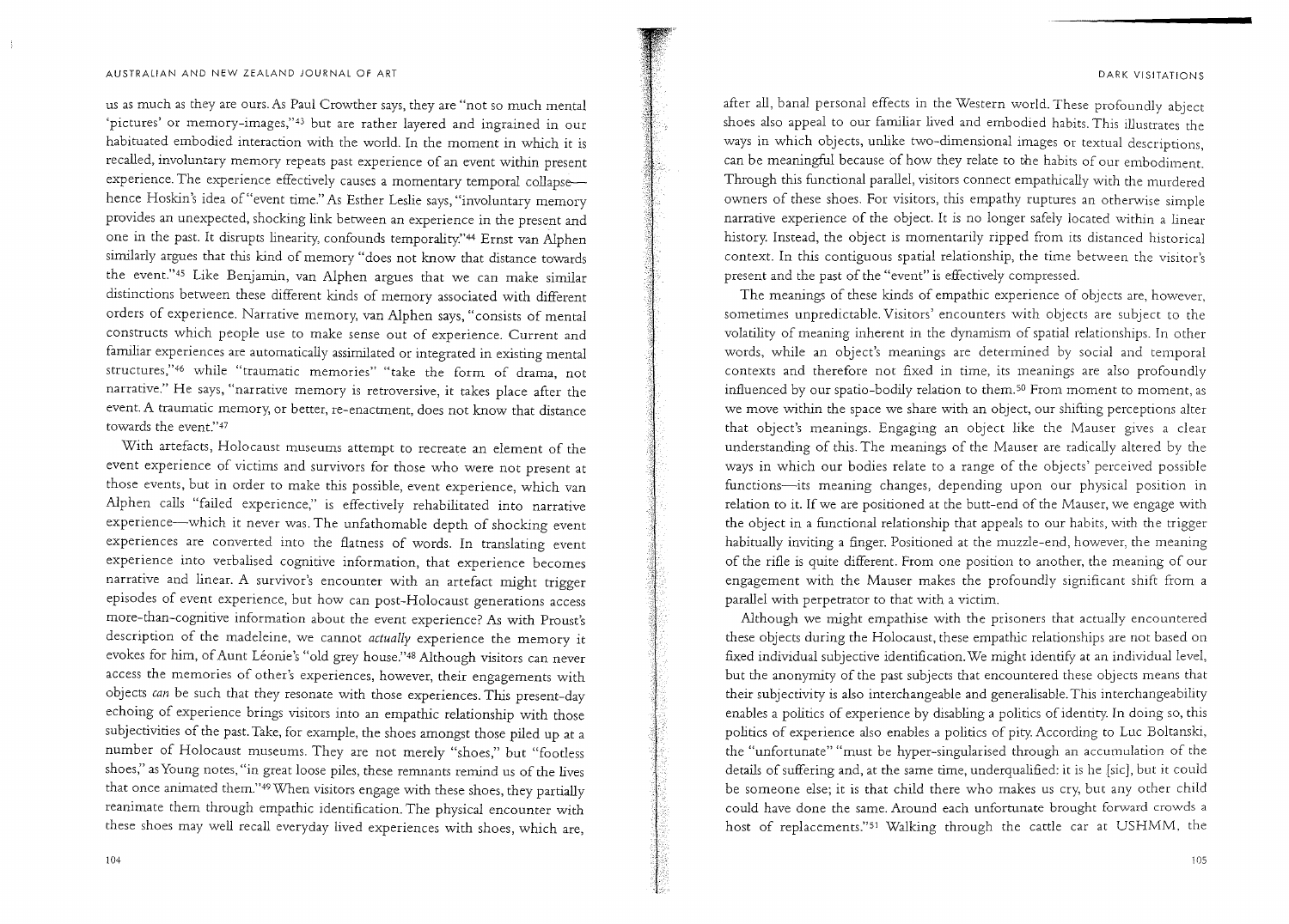us as much as they are ours. As Paul Crowther says, they are "not so much mental 'pictures' or memory-images,"[43] but are rather layered and ingrained in our habituated embodied interaction with the world. In the moment in which it is recalled, involuntary memory repeats past experience of an event within present experience. The experience effectively causes a momentary temporal collapse—hence Hoskin's idea of "event time." As Esther Leslie says, "involuntary memory provides an unexpected, shocking link between an experience in the present and one in the past. It disrupts linearity, confounds temporality."[44] Ernst van Alphen similarly argues that this kind of memory "does not know that distance towards the event."[45] Like Benjamin, van Alphen argues that we can make similar distinctions between these different kinds of memory associated with different orders of experience. Narrative memory, van Alphen says, "consists of mental constructs which people use to make sense out of experience. Current and familiar experiences are automatically assimilated or integrated in existing mental structures,"[46] while "traumatic memories" "take the form of drama, not narrative." He says, "narrative memory is retroversive, it takes place after the event. A traumatic memory, or better, re-enactment, does not know that distance towards the event."[47]

With artefacts, Holocaust museums attempt to recreate an element of the event experience of victims and survivors for those who were not present at those events, but in order to make this possible, event experience, which van Alphen calls "failed experience," is effectively rehabilitated into narrative experience—which it never was. The unfathomable depth of shocking event experiences are converted into the flatness of words. In translating event experience into verbalised cognitive information, that experience becomes narrative and linear. A survivor's encounter with an artefact might trigger episodes of event experience, but how can post-Holocaust generations access more-than-cognitive information about the event experience? As with Proust's description of the madeleine, we cannot *actually* experience the memory it evokes for him, of Aunt Léonie's "old grey house."[48] Although visitors can never access the memories of other's experiences, however, their engagements with objects *can* be such that they resonate with those experiences. This present-day echoing of experience brings visitors into an empathic relationship with those subjectivities of the past. Take, for example, the shoes amongst those piled up at a number of Holocaust museums. They are not merely "shoes," but "footless shoes," as Young notes, "in great loose piles, these remnants remind us of the lives that once animated them."[49] When visitors engage with these shoes, they partially reanimate them through empathic identification. The physical encounter with these shoes may well recall everyday lived experiences with shoes, which are, after all, banal personal effects in the Western world. These profoundly abject shoes also appeal to our familiar lived and embodied habits. This illustrates the ways in which objects, unlike two-dimensional images or textual descriptions, can be meaningful because of how they relate to the habits of our embodiment. Through this functional parallel, visitors connect empathically with the murdered owners of these shoes. For visitors, this empathy ruptures an otherwise simple narrative experience of the object. It is no longer safely located within a linear history. Instead, the object is momentarily ripped from its distanced historical context. In this contiguous spatial relationship, the time between the visitor's present and the past of the "event" is effectively compressed.

The meanings of these kinds of empathic experience of objects are, however, sometimes unpredictable. Visitors' encounters with objects are subject to the volatility of meaning inherent in the dynamism of spatial relationships. In other words, while an object's meanings are determined by social and temporal contexts and therefore not fixed in time, its meanings are also profoundly influenced by our spatio-bodily relation to them.[50] From moment to moment, as we move within the space we share with an object, our shifting perceptions alter that object's meanings. Engaging an object like the Mauser gives a clear understanding of this. The meanings of the Mauser are radically altered by the ways in which our bodies relate to a range of the objects' perceived possible functions—its meaning changes, depending upon our physical position in relation to it. If we are positioned at the butt-end of the Mauser, we engage with the object in a functional relationship that appeals to our habits, with the trigger habitually inviting a finger. Positioned at the muzzle-end, however, the meaning of the rifle is quite different. From one position to another, the meaning of our engagement with the Mauser makes the profoundly significant shift from a parallel with perpetrator to that with a victim.

Although we might empathise with the prisoners that actually encountered these objects during the Holocaust, these empathic relationships are not based on fixed individual subjective identification. We might identify at an individual level, but the anonymity of the past subjects that encountered these objects means that their subjectivity is also interchangeable and generalisable. This interchangeability enables a politics of experience by disabling a politics of identity. In doing so, this politics of experience also enables a politics of pity. According to Luc Boltanski, the "unfortunate" "must be hyper-singularised through an accumulation of the details of suffering and, at the same time, underqualified: it is he [sic], but it could be someone else; it is that child there who makes us cry, but any other child could have done the same. Around each unfortunate brought forward crowds a host of replacements."[51] Walking through the cattle car at USHMM, the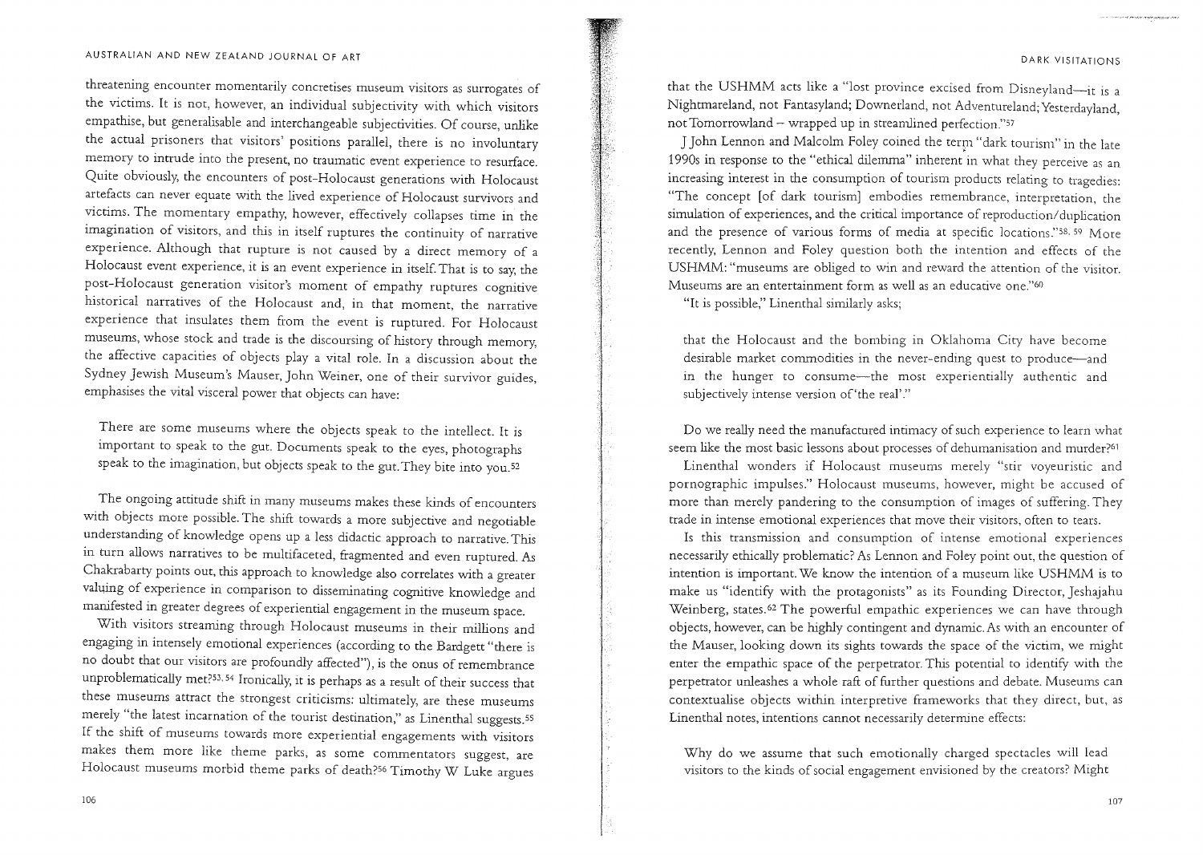threatening encounter momentarily concretises museum visitors as surrogates of the victims. It is not, however, an individual subjectivity with which visitors empathise, but generalisable and interchangeable subjectivities. Of course, unlike the actual prisoners that visitors' positions parallel, there is no involuntary memory to intrude into the present, no traumatic event experience to resurface. Quite obviously, the encounters of post-Holocaust generations with Holocaust artefacts can never equate with the lived experience of Holocaust survivors and victims. The momentary empathy, however, effectively collapses time in the imagination of visitors, and this in itself ruptures the continuity of narrative experience. Although that rupture is not caused by a direct memory of a Holocaust event experience, it is an event experience in itself. That is to say, the post-Holocaust generation visitor's moment of empathy ruptures cognitive historical narratives of the Holocaust and, in that moment, the narrative experience that insulates them from the event is ruptured. For Holocaust museums, whose stock and trade is the discoursing of history through memory, the affective capacities of objects play a vital role. In a discussion about the Sydney Jewish Museum's Mauser, John Weiner, one of their survivor guides, emphasises the vital visceral power that objects can have:

> There are some museums where the objects speak to the intellect. It is important to speak to the gut. Documents speak to the eyes, photographs speak to the imagination, but objects speak to the gut. They bite into you.[52]

The ongoing attitude shift in many museums makes these kinds of encounters with objects more possible. The shift towards a more subjective and negotiable understanding of knowledge opens up a less didactic approach to narrative. This in turn allows narratives to be multifaceted, fragmented and even ruptured. As Chakrabarty points out, this approach to knowledge also correlates with a greater valuing of experience in comparison to disseminating cognitive knowledge and manifested in greater degrees of experiential engagement in the museum space.

With visitors streaming through Holocaust museums in their millions and engaging in intensely emotional experiences (according to the Bardgett "there is no doubt that our visitors are profoundly affected"), is the onus of remembrance unproblematically met?[53, 54] Ironically, it is perhaps as a result of their success that these museums attract the strongest criticisms: ultimately, are these museums merely "the latest incarnation of the tourist destination," as Linenthal suggests.[55] If the shift of museums towards more experiential engagements with visitors makes them more like theme parks, as some commentators suggest, are Holocaust museums morbid theme parks of death?[56] Timothy W Luke argues that the USHMM acts like a "lost province excised from Disneyland—it is a Nightmareland, not Fantasyland; Downerland, not Adventureland; Yesterdayland, not Tomorrowland – wrapped up in streamlined perfection."[57]

J John Lennon and Malcolm Foley coined the term "dark tourism" in the late 1990s in response to the "ethical dilemma" inherent in what they perceive as an increasing interest in the consumption of tourism products relating to tragedies: "The concept [of dark tourism] embodies remembrance, interpretation, the simulation of experiences, and the critical importance of reproduction/duplication and the presence of various forms of media at specific locations."[58, 59] More recently, Lennon and Foley question both the intention and effects of the USHMM: "museums are obliged to win and reward the attention of the visitor. Museums are an entertainment form as well as an educative one."[60]

"It is possible," Linenthal similarly asks;

> that the Holocaust and the bombing in Oklahoma City have become desirable market commodities in the never-ending quest to produce—and in the hunger to consume—the most experientially authentic and subjectively intense version of 'the real'."

Do we really need the manufactured intimacy of such experience to learn what seem like the most basic lessons about processes of dehumanisation and murder?[61]

Linenthal wonders if Holocaust museums merely "stir voyeuristic and pornographic impulses." Holocaust museums, however, might be accused of more than merely pandering to the consumption of images of suffering. They trade in intense emotional experiences that move their visitors, often to tears.

Is this transmission and consumption of intense emotional experiences necessarily ethically problematic? As Lennon and Foley point out, the question of intention is important. We know the intention of a museum like USHMM is to make us "identify with the protagonists" as its Founding Director, Jeshajahu Weinberg, states.[62] The powerful empathic experiences we can have through objects, however, can be highly contingent and dynamic. As with an encounter of the Mauser, looking down its sights towards the space of the victim, we might enter the empathic space of the perpetrator. This potential to identify with the perpetrator unleashes a whole raft of further questions and debate. Museums can contextualise objects within interpretive frameworks that they direct, but, as Linenthal notes, intentions cannot necessarily determine effects:

> Why do we assume that such emotionally charged spectacles will lead visitors to the kinds of social engagement envisioned by the creators? Might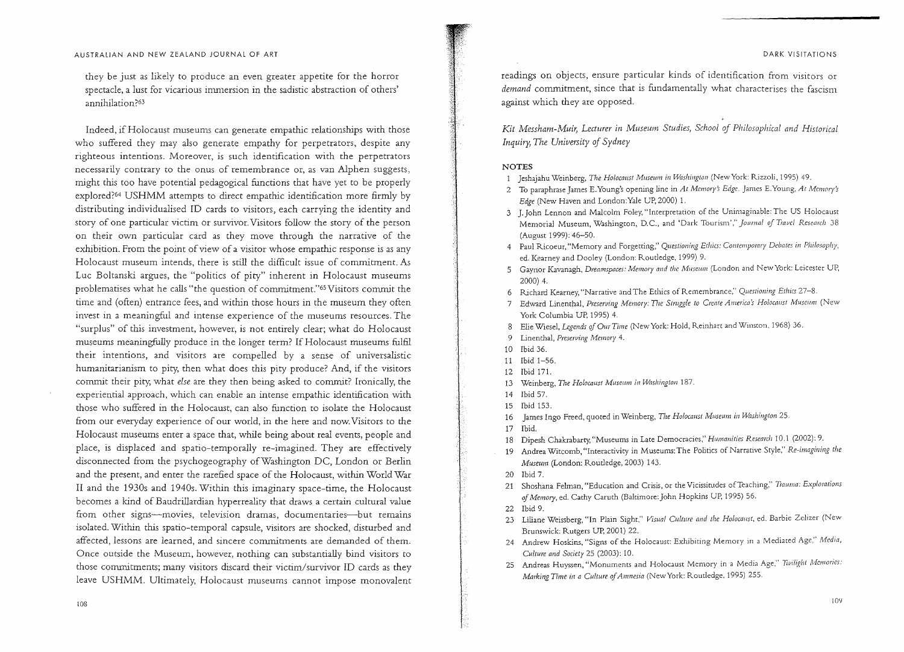they be just as likely to produce an even greater appetite for the horror spectacle, a lust for vicarious immersion in the sadistic abstraction of others' annihilation?[63]

Indeed, if Holocaust museums can generate empathic relationships with those who suffered they may also generate empathy for perpetrators, despite any righteous intentions. Moreover, is such identification with the perpetrators necessarily contrary to the onus of remembrance or, as van Alphen suggests, might this too have potential pedagogical functions that have yet to be properly explored?[64] USHMM attempts to direct empathic identification more firmly by distributing individualised ID cards to visitors, each carrying the identity and story of one particular victim or survivor. Visitors follow the story of the person on their own particular card as they move through the narrative of the exhibition. From the point of view of a visitor whose empathic response is as any Holocaust museum intends, there is still the difficult issue of commitment. As Luc Boltanski argues, the "politics of pity" inherent in Holocaust museums problematises what he calls "the question of commitment."[65] Visitors commit the time and (often) entrance fees, and within those hours in the museum they often invest in a meaningful and intense experience of the museums resources. The "surplus" of this investment, however, is not entirely clear; what do Holocaust museums meaningfully produce in the longer term? If Holocaust museums fulfil their intentions, and visitors are compelled by a sense of universalistic humanitarianism to pity, then what does this pity produce? And, if the visitors commit their pity, what *else* are they then being asked to commit? Ironically, the experiential approach, which can enable an intense empathic identification with those who suffered in the Holocaust, can also function to isolate the Holocaust from our everyday experience of our world, in the here and now. Visitors to the Holocaust museums enter a space that, while being about real events, people and place, is displaced and spatio-temporally re-imagined. They are effectively disconnected from the psychogeography of Washington DC, London or Berlin and the present, and enter the rarefied space of the Holocaust, within World War II and the 1930s and 1940s. Within this imaginary space-time, the Holocaust becomes a kind of Baudrillardian hyperreality that draws a certain cultural value from other signs—movies, television dramas, documentaries—but remains isolated. Within this spatio-temporal capsule, visitors are shocked, disturbed and affected, lessons are learned, and sincere commitments are demanded of them. Once outside the Museum, however, nothing can substantially bind visitors to those commitments; many visitors discard their victim/survivor ID cards as they leave USHMM. Ultimately, Holocaust museums cannot impose monovalent readings on objects, ensure particular kinds of identification from visitors or *demand* commitment, since that is fundamentally what characterises the fascism against which they are opposed.

*Kit Messham-Muir, Lecturer in Museum Studies, School of Philosophical and Historical Inquiry, The University of Sydney*

## NOTES

1. Jeshajahu Weinberg, *The Holocaust Museum in Washington* (New York: Rizzoli, 1995) 49.
2. To paraphrase James E. Young's opening line in *At Memory's Edge*. James E. Young, *At Memory's Edge* (New Haven and London: Yale UP, 2000) 1.
3. J. John Lennon and Malcolm Foley, "Interpretation of the Unimaginable: The US Holocaust Memorial Museum, Washington, D.C., and 'Dark Tourism'," *Journal of Travel Research* 38 (August 1999): 46–50.
4. Paul Ricoeur, "Memory and Forgetting," *Questioning Ethics: Contemporary Debates in Philosophy*, ed. Kearney and Dooley (London: Routledge, 1999) 9.
5. Gaynor Kavanagh, *Dreamspaces: Memory and the Museum* (London and New York: Leicester UP, 2000) 4.
6. Richard Kearney, "Narrative and The Ethics of Remembrance," *Questioning Ethics* 27–8.
7. Edward Linenthal, *Preserving Memory: The Struggle to Create America's Holocaust Museum* (New York Columbia UP, 1995) 4.
8. Elie Wiesel, *Legends of Our Time* (New York: Hold, Reinhart and Winston, 1968) 36.
9. Linenthal, *Preserving Memory* 4.
10. Ibid 36.
11. Ibid 1–56.
12. Ibid 171.
13. Weinberg, *The Holocaust Museum in Washington* 187.
14. Ibid 57.
15. Ibid 153.
16. James Ingo Freed, quoted in Weinberg, *The Holocaust Museum in Washington* 25.
17. Ibid.
18. Dipesh Chakrabarty, "Museums in Late Democracies," *Humanities Research* 10.1 (2002): 9.
19. Andrea Witcomb, "Interactivity in Museums: The Politics of Narrative Style," *Re-imagining the Museum* (London: Routledge, 2003) 143.
20. Ibid 7.
21. Shoshana Felman, "Education and Crisis, or the Vicissitudes of Teaching," *Trauma: Explorations of Memory*, ed. Cathy Caruth (Baltimore: John Hopkins UP, 1995) 56.
22. Ibid 9.
23. Liliane Weissberg, "In Plain Sight," *Visual Culture and the Holocaust*, ed. Barbie Zelizer (New Brunswick: Rutgers UP, 2001) 22.
24. Andrew Hoskins, "Signs of the Holocaust: Exhibiting Memory in a Mediated Age," *Media, Culture and Society* 25 (2003): 10.
25. Andreas Huyssen, "Monuments and Holocaust Memory in a Media Age," *Twilight Memories: Marking Time in a Culture of Amnesia* (New York: Routledge, 1995) 255.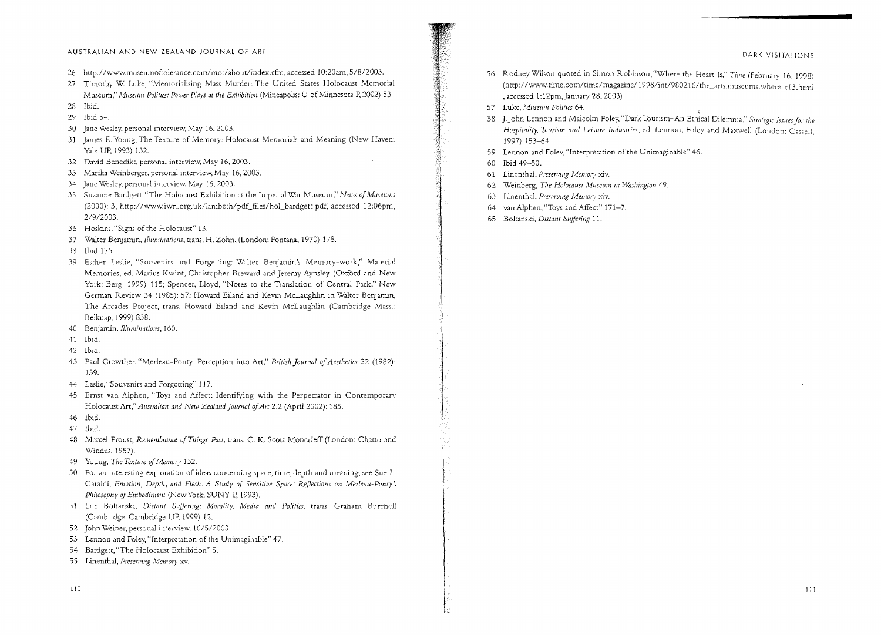26 http://www.museumoftolerance.com/mot/about/index.cfm, accessed 10:20am, 5/8/2003.

27 Timothy W. Luke, "Memorialising Mass Murder: The United States Holocaust Memorial Museum," *Museum Politics: Power Plays at the Exhibition* (Mineapolis: U of Minnesota P, 2002) 53.

28 Ibid.

29 Ibid 54.

30 Jane Wesley, personal interview, May 16, 2003.

31 James E. Young, The Texture of Memory: Holocaust Memorials and Meaning (New Haven: Yale UP, 1993) 132.

32 David Benedikt, personal interview, May 16, 2003.

33 Marika Weinberger, personal interview, May 16, 2003.

34 Jane Wesley, personal interview, May 16, 2003.

35 Suzanne Bardgett, "The Holocaust Exhibition at the Imperial War Museum," *News of Museums* (2000): 3, http://www.iwn.org.uk/lambeth/pdf_files/hol_bardgett.pdf, accessed 12:06pm, 2/9/2003.

36 Hoskins, "Signs of the Holocaust" 13.

37 Walter Benjamin, *Illuminations*, trans. H. Zohn, (London: Fontana, 1970) 178.

38 Ibid 176.

39 Esther Leslie, "Souvenirs and Forgetting: Walter Benjamin's Memory-work," Material Memories, ed. Marius Kwint, Christopher Breward and Jeremy Aynsley (Oxford and New York: Berg, 1999) 115; Spencer, Lloyd, "Notes to the Translation of Central Park," New German Review 34 (1985): 57; Howard Eiland and Kevin McLaughlin in Walter Benjamin, The Arcades Project, trans. Howard Eiland and Kevin McLaughlin (Cambridge Mass.: Belknap, 1999) 838.

40 Benjamin, *Illuminations*, 160.

41 Ibid.

42 Ibid.

43 Paul Crowther, "Merleau-Ponty: Perception into Art," *British Journal of Aesthetics* 22 (1982): 139.

44 Leslie, "Souvenirs and Forgetting" 117.

45 Ernst van Alphen, "Toys and Affect: Identifying with the Perpetrator in Contemporary Holocaust Art," *Australian and New Zealand Journal of Art* 2.2 (April 2002): 185.

46 Ibid.

47 Ibid.

48 Marcel Proust, *Remembrance of Things Past*, trans. C. K. Scott Moncrieff (London: Chatto and Windus, 1957).

49 Young, *The Texture of Memory* 132.

50 For an interesting exploration of ideas concerning space, time, depth and meaning, see Sue L. Cataldi, *Emotion, Depth, and Flesh: A Study of Sensitive Space: Reflections on Merleau-Ponty's Philosophy of Embodiment* (New York: SUNY P, 1993).

51 Luc Boltanski, *Distant Suffering: Morality, Media and Politics*, trans. Graham Burchell (Cambridge: Cambridge UP, 1999) 12.

52 John Weiner, personal interview, 16/5/2003.

53 Lennon and Foley, "Interpretation of the Unimaginable" 47.

54 Bardgett, "The Holocaust Exhibition" 5.

55 Linenthal, *Preserving Memory* xv.

56 Rodney Wilson quoted in Simon Robinson, "Where the Heart Is," *Time* (February 16, 1998) (http://www.time.com/time/magazine/1998/int/980216/the_arts.museums.where_t13.html , accessed 1:12pm, January 28, 2003)

57 Luke, *Museum Politics* 64.

58 J. John Lennon and Malcolm Foley, "Dark Tourism–An Ethical Dilemma," *Strategic Issues for the Hospitality, Tourism and Leisure Industries*, ed. Lennon, Foley and Maxwell (London: Cassell, 1997) 153–64.

59 Lennon and Foley, "Interpretation of the Unimaginable" 46.

60 Ibid 49–50.

61 Linenthal, *Preserving Memory* xiv.

62 Weinberg, *The Holocaust Museum in Washington* 49.

63 Linenthal, *Preserving Memory* xiv.

64 van Alphen, "Toys and Affect" 171–7.

65 Boltanski, *Distant Suffering* 11.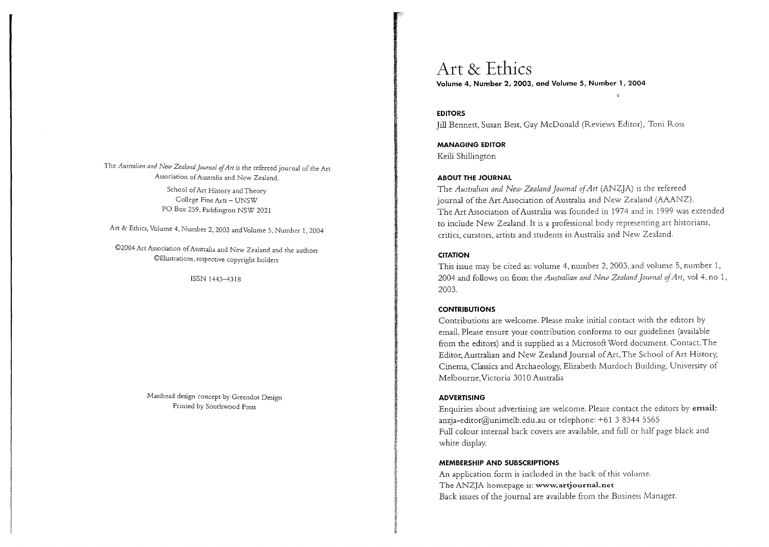The *Australian and New Zealand Journal of Art* is the refereed journal of the Art Association of Australia and New Zealand.

School of Art History and Theory
College Fine Arts – UNSW
PO Box 259, Paddington NSW 2021

Art & Ethics, Volume 4, Number 2, 2003 and Volume 5, Number 1, 2004

©2004 Art Association of Australia and New Zealand and the authors
©Illustrations, respective copyright holders

ISSN 1443–4318

Masthead design concept by Greendot Design
Printed by Southwood Press

# Art & Ethics

**Volume 4, Number 2, 2003, and Volume 5, Number 1, 2004**

### EDITORS

Jill Bennett, Susan Best, Gay McDonald (Reviews Editor), Toni Ross

### MANAGING EDITOR

Keili Shillington

### ABOUT THE JOURNAL

The *Australian and New Zealand Journal of Art* (ANZJA) is the refereed journal of the Art Association of Australia and New Zealand (AAANZ). The Art Association of Australia was founded in 1974 and in 1999 was extended to include New Zealand. It is a professional body representing art historians, critics, curators, artists and students in Australia and New Zealand.

### CITATION

This issue may be cited as: volume 4, number 2, 2003, and volume 5, number 1, 2004 and follows on from the *Australian and New Zealand Journal of Art*, vol 4, no 1, 2003.

### CONTRIBUTIONS

Contributions are welcome. Please make initial contact with the editors by email. Please ensure your contribution conforms to our guidelines (available from the editors) and is supplied as a Microsoft Word document. Contact, The Editor, Australian and New Zealand Journal of Art, The School of Art History, Cinema, Classics and Archaeology, Elizabeth Murdoch Building, University of Melbourne, Victoria 3010 Australia

### ADVERTISING

Enquiries about advertising are welcome. Please contact the editors by **email:** anzja-editor@unimelb.edu.au or telephone: +61 3 8344 5565
Full colour internal back covers are available, and full or half page black and white display.

### MEMBERSHIP AND SUBSCRIPTIONS

An application form is included in the back of this volume.
The ANZJA homepage is: **www.artjournal.net**
Back issues of the journal are available from the Business Manager.